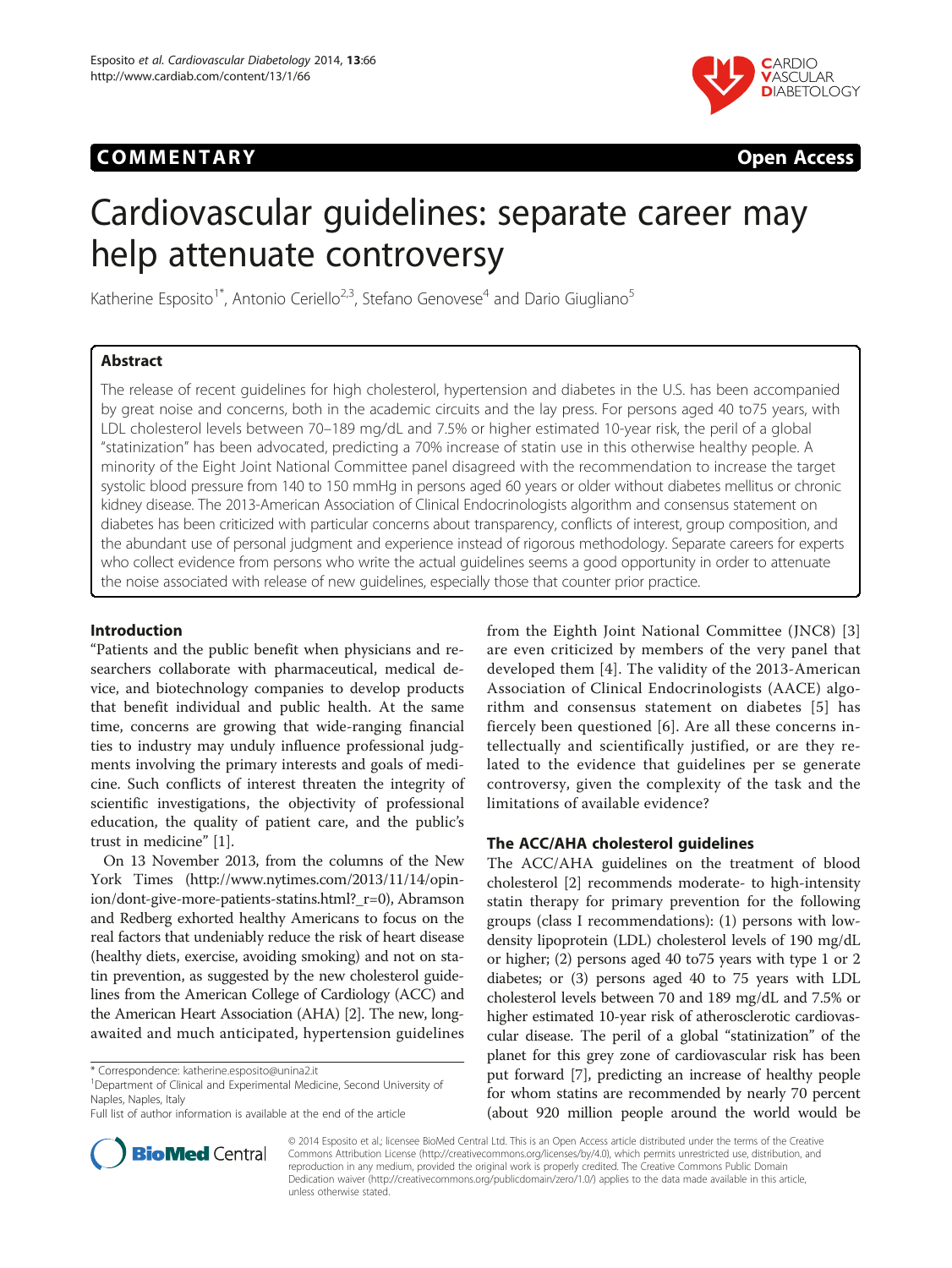COMMENTARY Open Access

# Cardiovascular guidelines: separate career may help attenuate controversy

Katherine Esposito[1*], Antonio Ceriello[2,3], Stefano Genovese[4] and Dario Giugliano[5]

## Abstract

The release of recent guidelines for high cholesterol, hypertension and diabetes in the U.S. has been accompanied by great noise and concerns, both in the academic circuits and the lay press. For persons aged 40 to75 years, with LDL cholesterol levels between 70–189 mg/dL and 7.5% or higher estimated 10-year risk, the peril of a global "statinization" has been advocated, predicting a 70% increase of statin use in this otherwise healthy people. A minority of the Eight Joint National Committee panel disagreed with the recommendation to increase the target systolic blood pressure from 140 to 150 mmHg in persons aged 60 years or older without diabetes mellitus or chronic kidney disease. The 2013-American Association of Clinical Endocrinologists algorithm and consensus statement on diabetes has been criticized with particular concerns about transparency, conflicts of interest, group composition, and the abundant use of personal judgment and experience instead of rigorous methodology. Separate careers for experts who collect evidence from persons who write the actual guidelines seems a good opportunity in order to attenuate the noise associated with release of new guidelines, especially those that counter prior practice.

## Introduction

"Patients and the public benefit when physicians and researchers collaborate with pharmaceutical, medical device, and biotechnology companies to develop products that benefit individual and public health. At the same time, concerns are growing that wide-ranging financial ties to industry may unduly influence professional judgments involving the primary interests and goals of medicine. Such conflicts of interest threaten the integrity of scientific investigations, the objectivity of professional education, the quality of patient care, and the public's trust in medicine" [1].

On 13 November 2013, from the columns of the New York Times (http://www.nytimes.com/2013/11/14/opinion/dont-give-more-patients-statins.html?_r=0), Abramson and Redberg exhorted healthy Americans to focus on the real factors that undeniably reduce the risk of heart disease (healthy diets, exercise, avoiding smoking) and not on statin prevention, as suggested by the new cholesterol guidelines from the American College of Cardiology (ACC) and the American Heart Association (AHA) [2]. The new, long-awaited and much anticipated, hypertension guidelines from the Eighth Joint National Committee (JNC8) [3] are even criticized by members of the very panel that developed them [4]. The validity of the 2013-American Association of Clinical Endocrinologists (AACE) algorithm and consensus statement on diabetes [5] has fiercely been questioned [6]. Are all these concerns intellectually and scientifically justified, or are they related to the evidence that guidelines per se generate controversy, given the complexity of the task and the limitations of available evidence?

## The ACC/AHA cholesterol guidelines

The ACC/AHA guidelines on the treatment of blood cholesterol [2] recommends moderate- to high-intensity statin therapy for primary prevention for the following groups (class I recommendations): (1) persons with low-density lipoprotein (LDL) cholesterol levels of 190 mg/dL or higher; (2) persons aged 40 to75 years with type 1 or 2 diabetes; or (3) persons aged 40 to 75 years with LDL cholesterol levels between 70 and 189 mg/dL and 7.5% or higher estimated 10-year risk of atherosclerotic cardiovascular disease. The peril of a global "statinization" of the planet for this grey zone of cardiovascular risk has been put forward [7], predicting an increase of healthy people for whom statins are recommended by nearly 70 percent (about 920 million people around the world would be

\* Correspondence: katherine.esposito@unina2.it
[1]Department of Clinical and Experimental Medicine, Second University of Naples, Naples, Italy
Full list of author information is available at the end of the article

© 2014 Esposito et al.; licensee BioMed Central Ltd. This is an Open Access article distributed under the terms of the Creative Commons Attribution License (http://creativecommons.org/licenses/by/4.0), which permits unrestricted use, distribution, and reproduction in any medium, provided the original work is properly credited. The Creative Commons Public Domain Dedication waiver (http://creativecommons.org/publicdomain/zero/1.0/) applies to the data made available in this article, unless otherwise stated.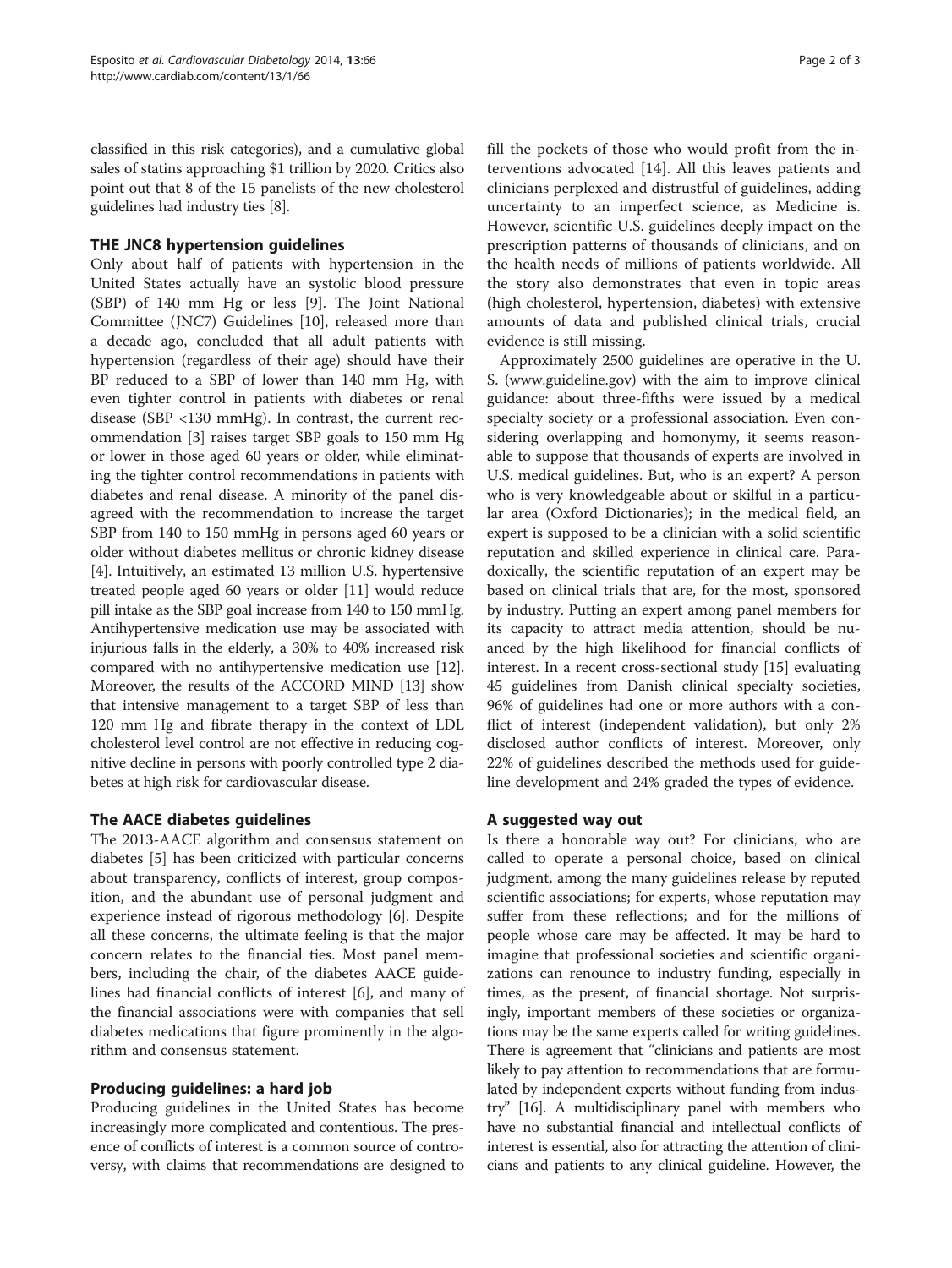classified in this risk categories), and a cumulative global sales of statins approaching $1 trillion by 2020. Critics also point out that 8 of the 15 panelists of the new cholesterol guidelines had industry ties [8].

## THE JNC8 hypertension guidelines

Only about half of patients with hypertension in the United States actually have an systolic blood pressure (SBP) of 140 mm Hg or less [9]. The Joint National Committee (JNC7) Guidelines [10], released more than a decade ago, concluded that all adult patients with hypertension (regardless of their age) should have their BP reduced to a SBP of lower than 140 mm Hg, with even tighter control in patients with diabetes or renal disease (SBP <130 mmHg). In contrast, the current recommendation [3] raises target SBP goals to 150 mm Hg or lower in those aged 60 years or older, while eliminating the tighter control recommendations in patients with diabetes and renal disease. A minority of the panel disagreed with the recommendation to increase the target SBP from 140 to 150 mmHg in persons aged 60 years or older without diabetes mellitus or chronic kidney disease [4]. Intuitively, an estimated 13 million U.S. hypertensive treated people aged 60 years or older [11] would reduce pill intake as the SBP goal increase from 140 to 150 mmHg. Antihypertensive medication use may be associated with injurious falls in the elderly, a 30% to 40% increased risk compared with no antihypertensive medication use [12]. Moreover, the results of the ACCORD MIND [13] show that intensive management to a target SBP of less than 120 mm Hg and fibrate therapy in the context of LDL cholesterol level control are not effective in reducing cognitive decline in persons with poorly controlled type 2 diabetes at high risk for cardiovascular disease.

## The AACE diabetes guidelines

The 2013-AACE algorithm and consensus statement on diabetes [5] has been criticized with particular concerns about transparency, conflicts of interest, group composition, and the abundant use of personal judgment and experience instead of rigorous methodology [6]. Despite all these concerns, the ultimate feeling is that the major concern relates to the financial ties. Most panel members, including the chair, of the diabetes AACE guidelines had financial conflicts of interest [6], and many of the financial associations were with companies that sell diabetes medications that figure prominently in the algorithm and consensus statement.

## Producing guidelines: a hard job

Producing guidelines in the United States has become increasingly more complicated and contentious. The presence of conflicts of interest is a common source of controversy, with claims that recommendations are designed to fill the pockets of those who would profit from the interventions advocated [14]. All this leaves patients and clinicians perplexed and distrustful of guidelines, adding uncertainty to an imperfect science, as Medicine is. However, scientific U.S. guidelines deeply impact on the prescription patterns of thousands of clinicians, and on the health needs of millions of patients worldwide. All the story also demonstrates that even in topic areas (high cholesterol, hypertension, diabetes) with extensive amounts of data and published clinical trials, crucial evidence is still missing.

Approximately 2500 guidelines are operative in the U. S. (www.guideline.gov) with the aim to improve clinical guidance: about three-fifths were issued by a medical specialty society or a professional association. Even considering overlapping and homonymy, it seems reasonable to suppose that thousands of experts are involved in U.S. medical guidelines. But, who is an expert? A person who is very knowledgeable about or skilful in a particular area (Oxford Dictionaries); in the medical field, an expert is supposed to be a clinician with a solid scientific reputation and skilled experience in clinical care. Paradoxically, the scientific reputation of an expert may be based on clinical trials that are, for the most, sponsored by industry. Putting an expert among panel members for its capacity to attract media attention, should be nuanced by the high likelihood for financial conflicts of interest. In a recent cross-sectional study [15] evaluating 45 guidelines from Danish clinical specialty societies, 96% of guidelines had one or more authors with a conflict of interest (independent validation), but only 2% disclosed author conflicts of interest. Moreover, only 22% of guidelines described the methods used for guideline development and 24% graded the types of evidence.

## A suggested way out

Is there a honorable way out? For clinicians, who are called to operate a personal choice, based on clinical judgment, among the many guidelines release by reputed scientific associations; for experts, whose reputation may suffer from these reflections; and for the millions of people whose care may be affected. It may be hard to imagine that professional societies and scientific organizations can renounce to industry funding, especially in times, as the present, of financial shortage. Not surprisingly, important members of these societies or organizations may be the same experts called for writing guidelines. There is agreement that "clinicians and patients are most likely to pay attention to recommendations that are formulated by independent experts without funding from industry" [16]. A multidisciplinary panel with members who have no substantial financial and intellectual conflicts of interest is essential, also for attracting the attention of clinicians and patients to any clinical guideline. However, the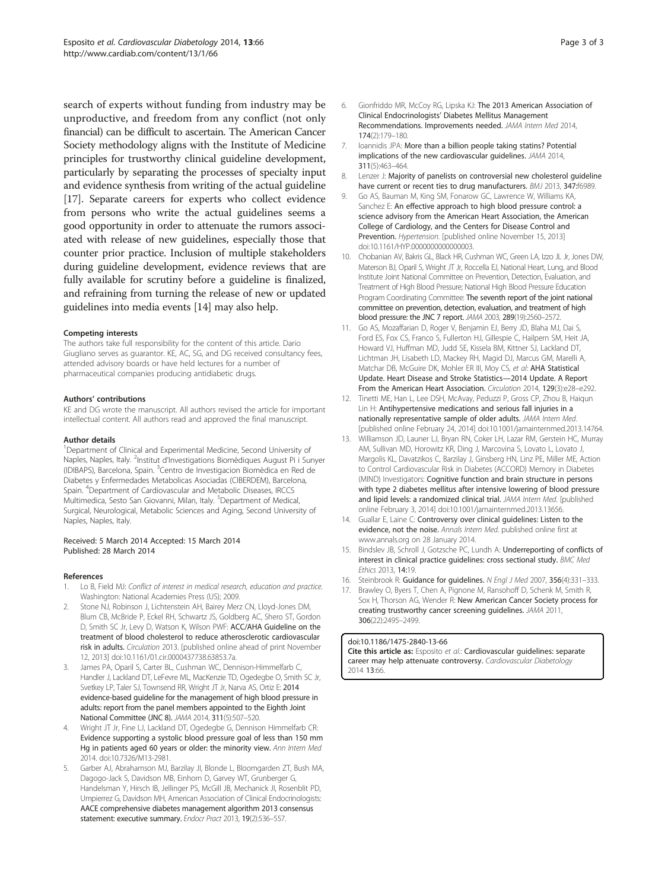search of experts without funding from industry may be unproductive, and freedom from any conflict (not only financial) can be difficult to ascertain. The American Cancer Society methodology aligns with the Institute of Medicine principles for trustworthy clinical guideline development, particularly by separating the processes of specialty input and evidence synthesis from writing of the actual guideline [17]. Separate careers for experts who collect evidence from persons who write the actual guidelines seems a good opportunity in order to attenuate the rumors associated with release of new guidelines, especially those that counter prior practice. Inclusion of multiple stakeholders during guideline development, evidence reviews that are fully available for scrutiny before a guideline is finalized, and refraining from turning the release of new or updated guidelines into media events [14] may also help.

#### Competing interests

The authors take full responsibility for the content of this article. Dario Giugliano serves as guarantor. KE, AC, SG, and DG received consultancy fees, attended advisory boards or have held lectures for a number of pharmaceutical companies producing antidiabetic drugs.

#### Authors' contributions

KE and DG wrote the manuscript. All authors revised the article for important intellectual content. All authors read and approved the final manuscript.

#### Author details

[1]Department of Clinical and Experimental Medicine, Second University of Naples, Naples, Italy. [2]Institut d'Investigations Biomèdiques August Pi i Sunyer (IDIBAPS), Barcelona, Spain. [3]Centro de Investigacion Biomèdica en Red de Diabetes y Enfermedades Metabolicas Asociadas (CIBERDEM), Barcelona, Spain. [4]Department of Cardiovascular and Metabolic Diseases, IRCCS Multimedica, Sesto San Giovanni, Milan, Italy. [5]Department of Medical, Surgical, Neurological, Metabolic Sciences and Aging, Second University of Naples, Naples, Italy.

Received: 5 March 2014 Accepted: 15 March 2014
Published: 28 March 2014

#### References

1. Lo B, Field MJ: *Conflict of interest in medical research, education and practice*. Washington: National Academies Press (US); 2009.
2. Stone NJ, Robinson J, Lichtenstein AH, Bairey Merz CN, Lloyd-Jones DM, Blum CB, McBride P, Eckel RH, Schwartz JS, Goldberg AC, Shero ST, Gordon D, Smith SC Jr, Levy D, Watson K, Wilson PWF: **ACC/AHA Guideline on the treatment of blood cholesterol to reduce atherosclerotic cardiovascular risk in adults.** *Circulation* 2013. [published online ahead of print November 12, 2013] doi:10.1161/01.cir.0000437738.63853.7a.
3. James PA, Oparil S, Carter BL, Cushman WC, Dennison-Himmelfarb C, Handler J, Lackland DT, LeFevre ML, MacKenzie TD, Ogedegbe O, Smith SC Jr, Svetkey LP, Taler SJ, Townsend RR, Wright JT Jr, Narva AS, Ortiz E: **2014 evidence-based guideline for the management of high blood pressure in adults: report from the panel members appointed to the Eighth Joint National Committee (JNC 8).** *JAMA* 2014, **311**(5):507–520.
4. Wright JT Jr, Fine LJ, Lackland DT, Ogedegbe G, Dennison Himmelfarb CR: **Evidence supporting a systolic blood pressure goal of less than 150 mm Hg in patients aged 60 years or older: the minority view.** *Ann Intern Med* 2014. doi:10.7326/M13-2981.
5. Garber AJ, Abrahamson MJ, Barzilay JI, Blonde L, Bloomgarden ZT, Bush MA, Dagogo-Jack S, Davidson MB, Einhorn D, Garvey WT, Grunberger G, Handelsman Y, Hirsch IB, Jellinger PS, McGill JB, Mechanick JI, Rosenblit PD, Umpierrez G, Davidson MH, American Association of Clinical Endocrinologists: **AACE comprehensive diabetes management algorithm 2013 consensus statement: executive summary.** *Endocr Pract* 2013, **19**(2):536–557.
6. Gionfriddo MR, McCoy RG, Lipska KJ: **The 2013 American Association of Clinical Endocrinologists' Diabetes Mellitus Management Recommendations. Improvements needed.** *JAMA Intern Med* 2014, **174**(2):179–180.
7. Ioannidis JPA: **More than a billion people taking statins? Potential implications of the new cardiovascular guidelines.** *JAMA* 2014, **311**(5):463–464.
8. Lenzer J: **Majority of panelists on controversial new cholesterol guideline have current or recent ties to drug manufacturers.** *BMJ* 2013, **347**:f6989.
9. Go AS, Bauman M, King SM, Fonarow GC, Lawrence W, Williams KA, Sanchez E: **An effective approach to high blood pressure control: a science advisory from the American Heart Association, the American College of Cardiology, and the Centers for Disease Control and Prevention.** *Hypertension*. [published online November 15, 2013] doi:10.1161/HYP.0000000000000003.
10. Chobanian AV, Bakris GL, Black HR, Cushman WC, Green LA, Izzo JL Jr, Jones DW, Materson BJ, Oparil S, Wright JT Jr, Roccella EJ, National Heart, Lung, and Blood Institute Joint National Committee on Prevention, Detection, Evaluation, and Treatment of High Blood Pressure; National High Blood Pressure Education Program Coordinating Committee: **The seventh report of the joint national committee on prevention, detection, evaluation, and treatment of high blood pressure: the JNC 7 report.** *JAMA* 2003, **289**(19):2560–2572.
11. Go AS, Mozaffarian D, Roger V, Benjamin EJ, Berry JD, Blaha MJ, Dai S, Ford ES, Fox CS, Franco S, Fullerton HJ, Gillespie C, Hailpern SM, Heit JA, Howard VJ, Huffman MD, Judd SE, Kissela BM, Kittner SJ, Lackland DT, Lichtman JH, Lisabeth LD, Mackey RH, Magid DJ, Marcus GM, Marelli A, Matchar DB, McGuire DK, Mohler ER III, Moy CS, *et al*: **AHA Statistical Update. Heart Disease and Stroke Statistics—2014 Update. A Report From the American Heart Association.** *Circulation* 2014, **129**(3):e28–e292.
12. Tinetti ME, Han L, Lee DSH, McAvay, Peduzzi P, Gross CP, Zhou B, Haiqun Lin H: **Antihypertensive medications and serious fall injuries in a nationally representative sample of older adults.** *JAMA Intern Med*. [published online February 24, 2014] doi:10.1001/jamainternmed.2013.14764.
13. Williamson JD, Launer LJ, Bryan RN, Coker LH, Lazar RM, Gerstein HC, Murray AM, Sullivan MD, Horowitz KR, Ding J, Marcovina S, Lovato L, Lovato J, Margolis KL, Davatzikos C, Barzilay J, Ginsberg HN, Linz PE, Miller ME, Action to Control Cardiovascular Risk in Diabetes (ACCORD) Memory in Diabetes (MIND) Investigators: **Cognitive function and brain structure in persons with type 2 diabetes mellitus after intensive lowering of blood pressure and lipid levels: a randomized clinical trial.** *JAMA Intern Med*. [published online February 3, 2014] doi:10.1001/jamainternmed.2013.13656.
14. Guallar E, Laine C: **Controversy over clinical guidelines: Listen to the evidence, not the noise.** *Annals Intern Med*. published online first at www.annals.org on 28 January 2014.
15. Bindslev JB, Schroll J, Gotzsche PC, Lundh A: **Underreporting of conflicts of interest in clinical practice guidelines: cross sectional study.** *BMC Med Ethics* 2013, **14**:19.
16. Steinbrook R: **Guidance for guidelines.** *N Engl J Med* 2007, **356**(4):331–333.
17. Brawley O, Byers T, Chen A, Pignone M, Ransohoff D, Schenk M, Smith R, Sox H, Thorson AG, Wender R: **New American Cancer Society process for creating trustworthy cancer screening guidelines.** *JAMA* 2011, **306**(22):2495–2499.

doi:10.1186/1475-2840-13-66
**Cite this article as:** Esposito *et al.*: Cardiovascular guidelines: separate career may help attenuate controversy. *Cardiovascular Diabetology* 2014 **13**:66.